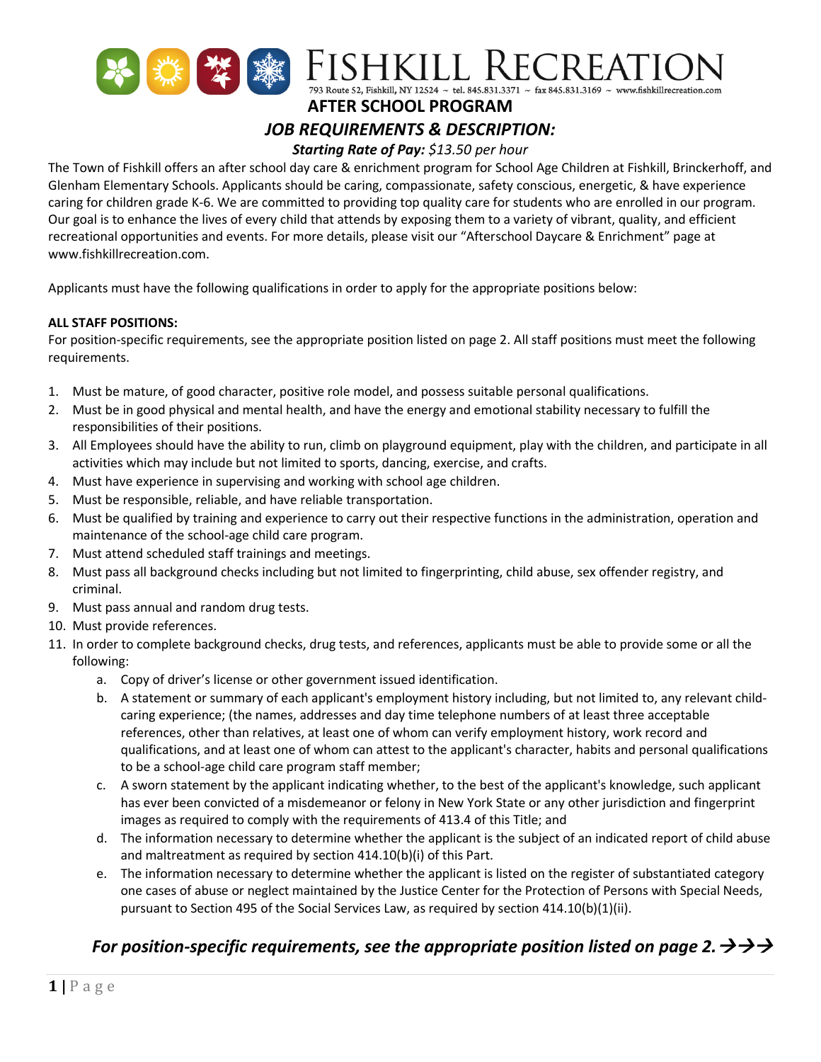# FISHKILL RECREATION

793 Route 52, Fishkill, NY 12524 ~ tel. 845.831.3371 ~ fax 845.831.3169 ~ www.fishkillrecreation.com

## AFTER SCHOOL PROGRAM

## *JOB REQUIREMENTS & DESCRIPTION:*

***Starting Rate of Pay:*** *$13.50 per hour*

The Town of Fishkill offers an after school day care & enrichment program for School Age Children at Fishkill, Brinckerhoff, and Glenham Elementary Schools. Applicants should be caring, compassionate, safety conscious, energetic, & have experience caring for children grade K-6. We are committed to providing top quality care for students who are enrolled in our program. Our goal is to enhance the lives of every child that attends by exposing them to a variety of vibrant, quality, and efficient recreational opportunities and events. For more details, please visit our "Afterschool Daycare & Enrichment" page at www.fishkillrecreation.com.

Applicants must have the following qualifications in order to apply for the appropriate positions below:

**ALL STAFF POSITIONS:**

For position-specific requirements, see the appropriate position listed on page 2. All staff positions must meet the following requirements.

1. Must be mature, of good character, positive role model, and possess suitable personal qualifications.
2. Must be in good physical and mental health, and have the energy and emotional stability necessary to fulfill the responsibilities of their positions.
3. All Employees should have the ability to run, climb on playground equipment, play with the children, and participate in all activities which may include but not limited to sports, dancing, exercise, and crafts.
4. Must have experience in supervising and working with school age children.
5. Must be responsible, reliable, and have reliable transportation.
6. Must be qualified by training and experience to carry out their respective functions in the administration, operation and maintenance of the school-age child care program.
7. Must attend scheduled staff trainings and meetings.
8. Must pass all background checks including but not limited to fingerprinting, child abuse, sex offender registry, and criminal.
9. Must pass annual and random drug tests.
10. Must provide references.
11. In order to complete background checks, drug tests, and references, applicants must be able to provide some or all the following:
    a. Copy of driver's license or other government issued identification.
    b. A statement or summary of each applicant's employment history including, but not limited to, any relevant child-caring experience; (the names, addresses and day time telephone numbers of at least three acceptable references, other than relatives, at least one of whom can verify employment history, work record and qualifications, and at least one of whom can attest to the applicant's character, habits and personal qualifications to be a school-age child care program staff member;
    c. A sworn statement by the applicant indicating whether, to the best of the applicant's knowledge, such applicant has ever been convicted of a misdemeanor or felony in New York State or any other jurisdiction and fingerprint images as required to comply with the requirements of 413.4 of this Title; and
    d. The information necessary to determine whether the applicant is the subject of an indicated report of child abuse and maltreatment as required by section 414.10(b)(i) of this Part.
    e. The information necessary to determine whether the applicant is listed on the register of substantiated category one cases of abuse or neglect maintained by the Justice Center for the Protection of Persons with Special Needs, pursuant to Section 495 of the Social Services Law, as required by section 414.10(b)(1)(ii).

***For position-specific requirements, see the appropriate position listed on page 2. →→→***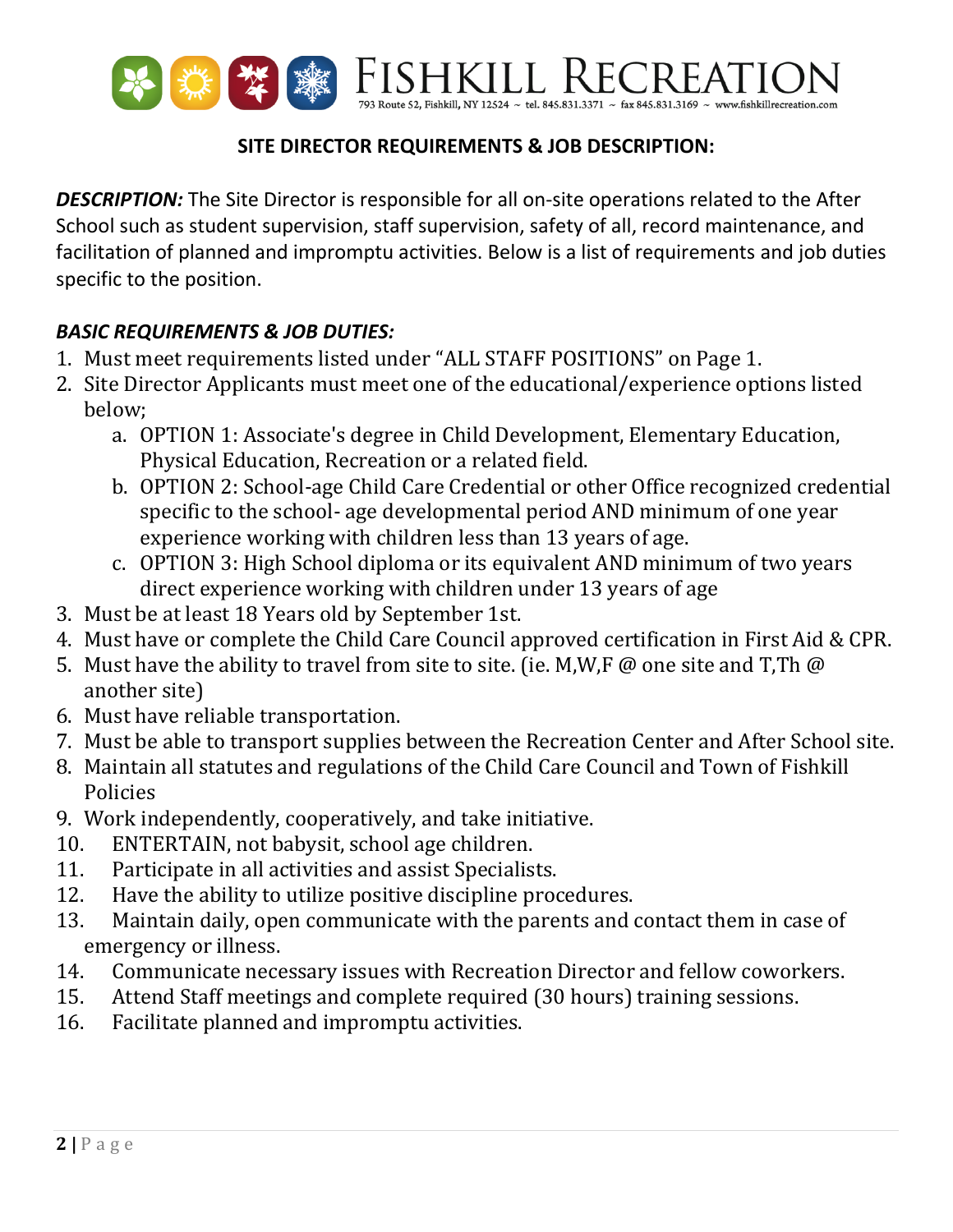**FISHKILL RECREATION**

793 Route 52, Fishkill, NY 12524 ~ tel. 845.831.3371 ~ fax 845.831.3169 ~ www.fishkillrecreation.com

## SITE DIRECTOR REQUIREMENTS & JOB DESCRIPTION:

***DESCRIPTION:*** The Site Director is responsible for all on-site operations related to the After School such as student supervision, staff supervision, safety of all, record maintenance, and facilitation of planned and impromptu activities. Below is a list of requirements and job duties specific to the position.

***BASIC REQUIREMENTS & JOB DUTIES:***

1. Must meet requirements listed under "ALL STAFF POSITIONS" on Page 1.
2. Site Director Applicants must meet one of the educational/experience options listed below;
   a. OPTION 1: Associate's degree in Child Development, Elementary Education, Physical Education, Recreation or a related field.
   b. OPTION 2: School-age Child Care Credential or other Office recognized credential specific to the school- age developmental period AND minimum of one year experience working with children less than 13 years of age.
   c. OPTION 3: High School diploma or its equivalent AND minimum of two years direct experience working with children under 13 years of age
3. Must be at least 18 Years old by September 1st.
4. Must have or complete the Child Care Council approved certification in First Aid & CPR.
5. Must have the ability to travel from site to site. (ie. M,W,F @ one site and T,Th @ another site)
6. Must have reliable transportation.
7. Must be able to transport supplies between the Recreation Center and After School site.
8. Maintain all statutes and regulations of the Child Care Council and Town of Fishkill Policies
9. Work independently, cooperatively, and take initiative.
10. ENTERTAIN, not babysit, school age children.
11. Participate in all activities and assist Specialists.
12. Have the ability to utilize positive discipline procedures.
13. Maintain daily, open communicate with the parents and contact them in case of emergency or illness.
14. Communicate necessary issues with Recreation Director and fellow coworkers.
15. Attend Staff meetings and complete required (30 hours) training sessions.
16. Facilitate planned and impromptu activities.